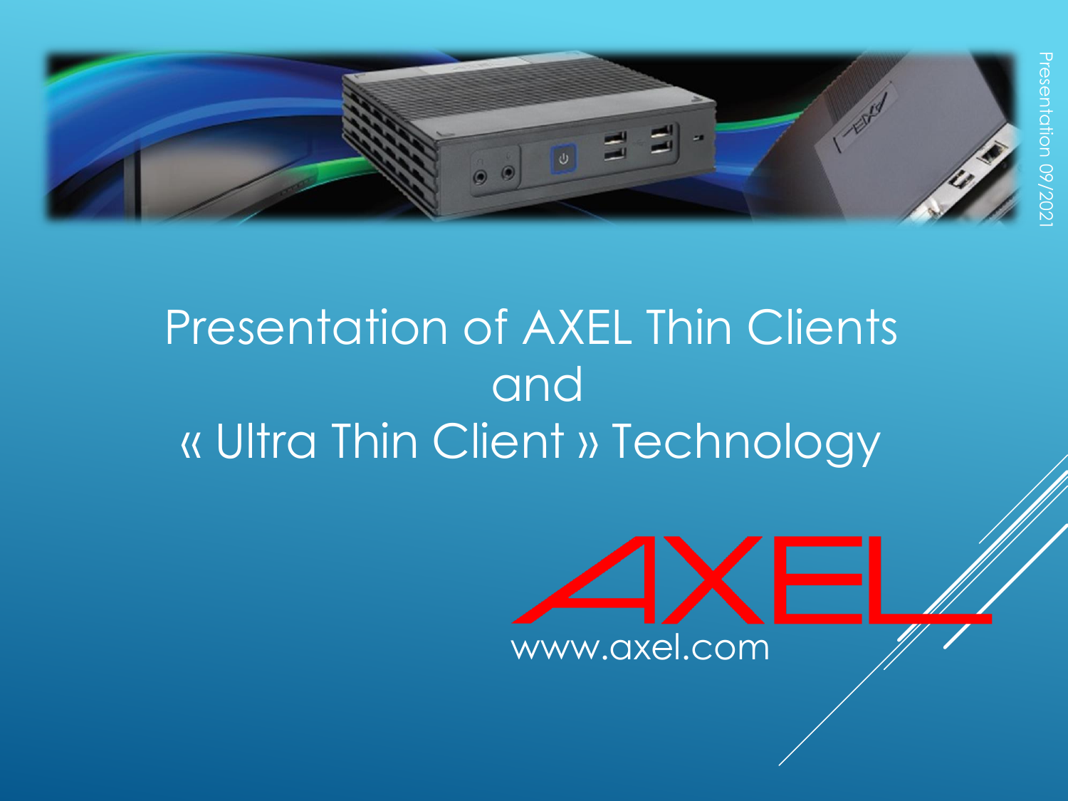# Presentation of AXEL Thin Clients and « Ultra Thin Client » Technology

Presentation 09/2021

AXEL

www.axel.com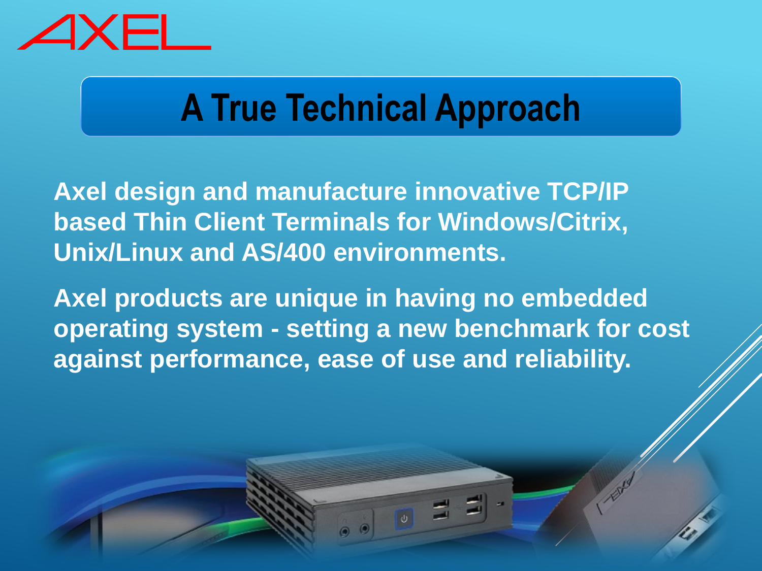# A True Technical Approach

**Axel design and manufacture innovative TCP/IP based Thin Client Terminals for Windows/Citrix, Unix/Linux and AS/400 environments.**

**Axel products are unique in having no embedded operating system - setting a new benchmark for cost against performance, ease of use and reliability.**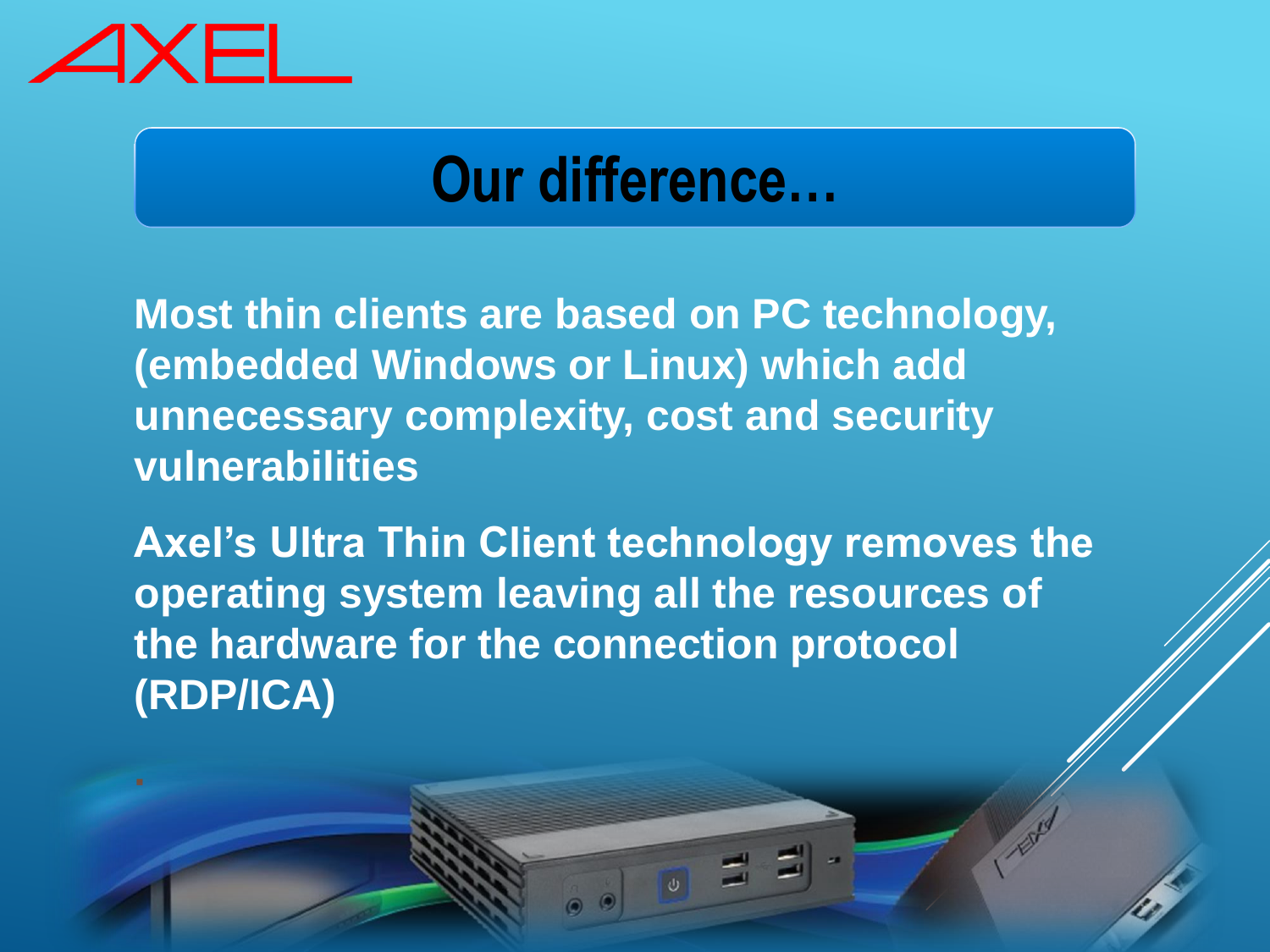# Our difference…

**Most thin clients are based on PC technology, (embedded Windows or Linux) which add unnecessary complexity, cost and security vulnerabilities**

**Axel's Ultra Thin Client technology removes the operating system leaving all the resources of the hardware for the connection protocol (RDP/ICA)**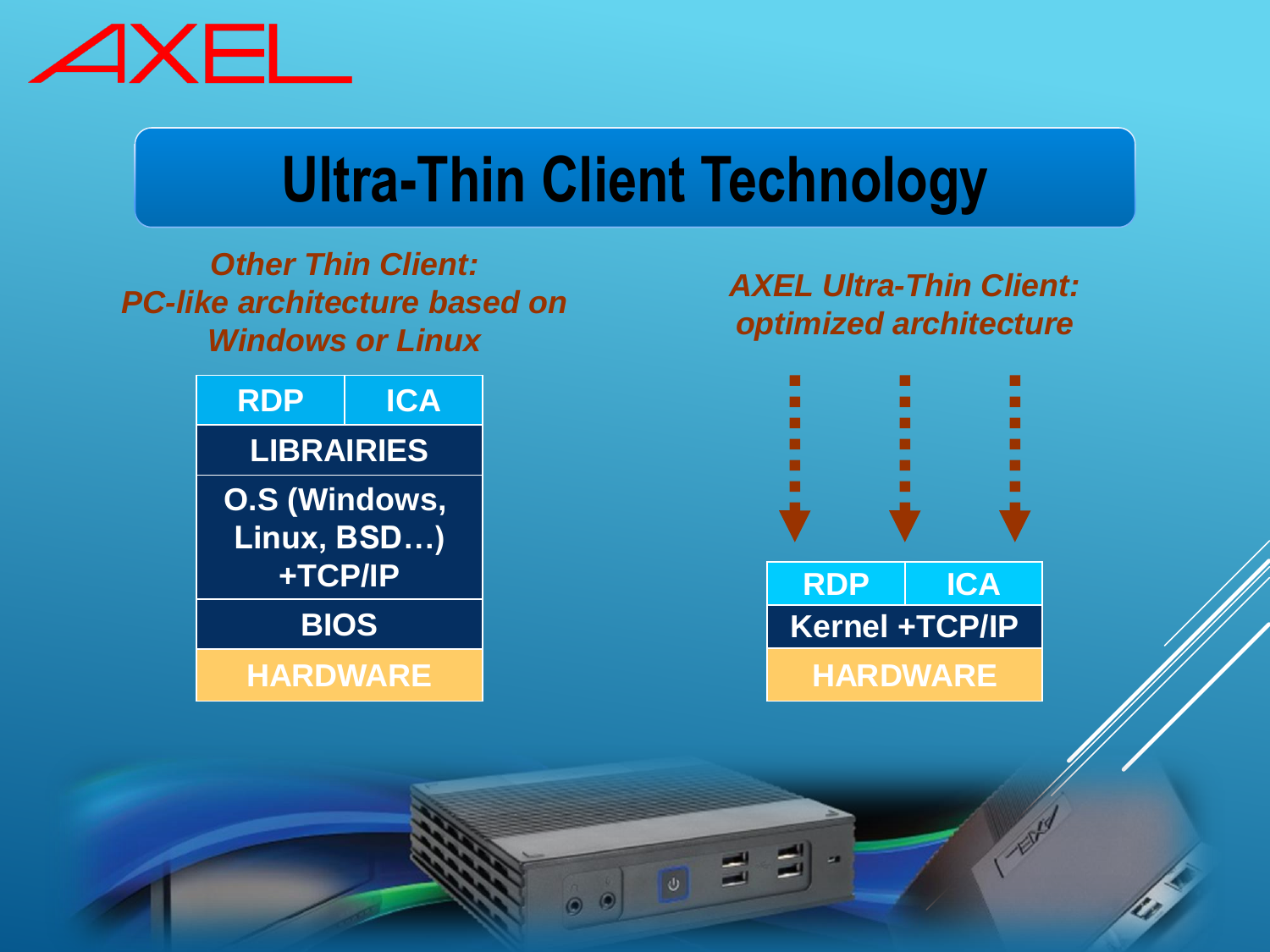# Ultra-Thin Client Technology

*Other Thin Client:*
*PC-like architecture based on Windows or Linux*

| RDP | ICA |
|---|---|
| LIBRAIRIES | |
| O.S (Windows, Linux, BSD…) +TCP/IP | |
| BIOS | |
| HARDWARE | |

*AXEL Ultra-Thin Client:*
*optimized architecture*

| RDP | ICA |
|---|---|
| Kernel +TCP/IP | |
| HARDWARE | |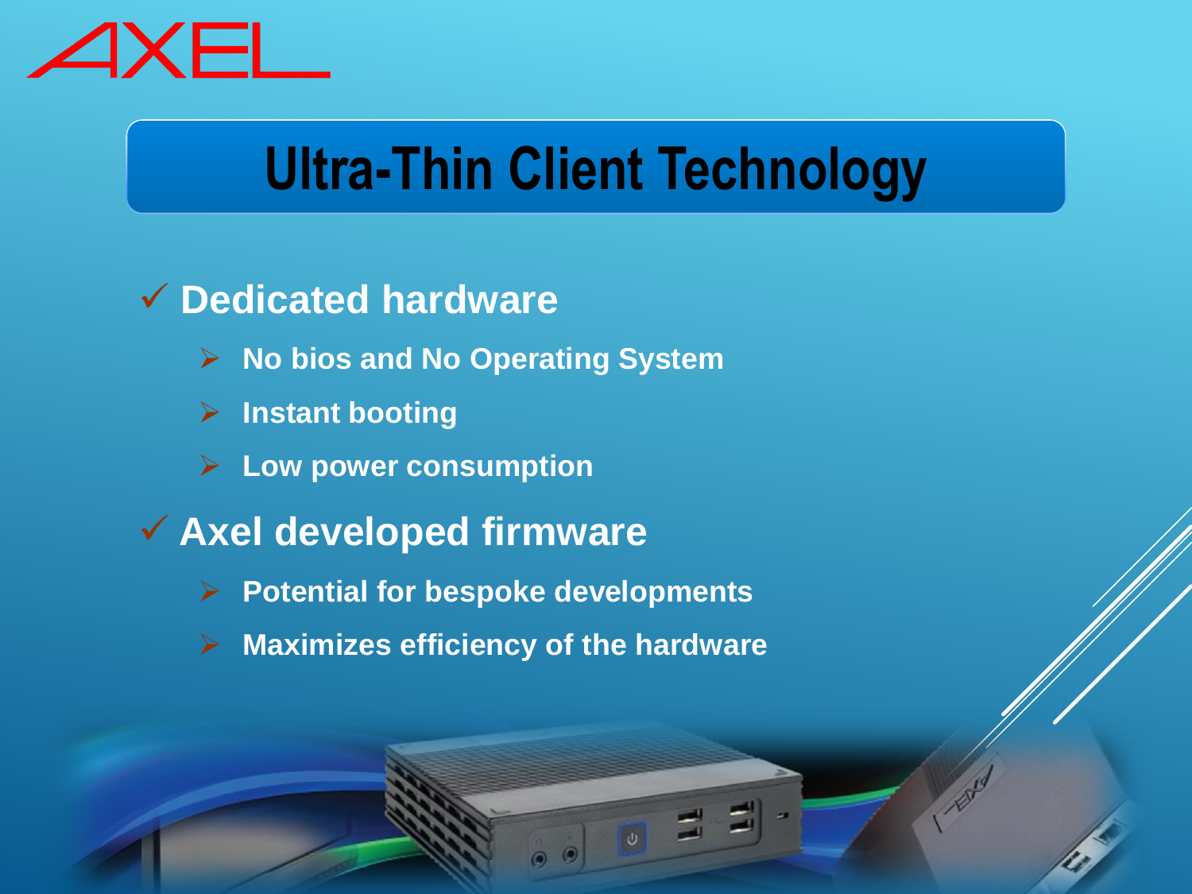# Ultra-Thin Client Technology

- **Dedicated hardware**
  - **No bios and No Operating System**
  - **Instant booting**
  - **Low power consumption**
- **Axel developed firmware**
  - **Potential for bespoke developments**
  - **Maximizes efficiency of the hardware**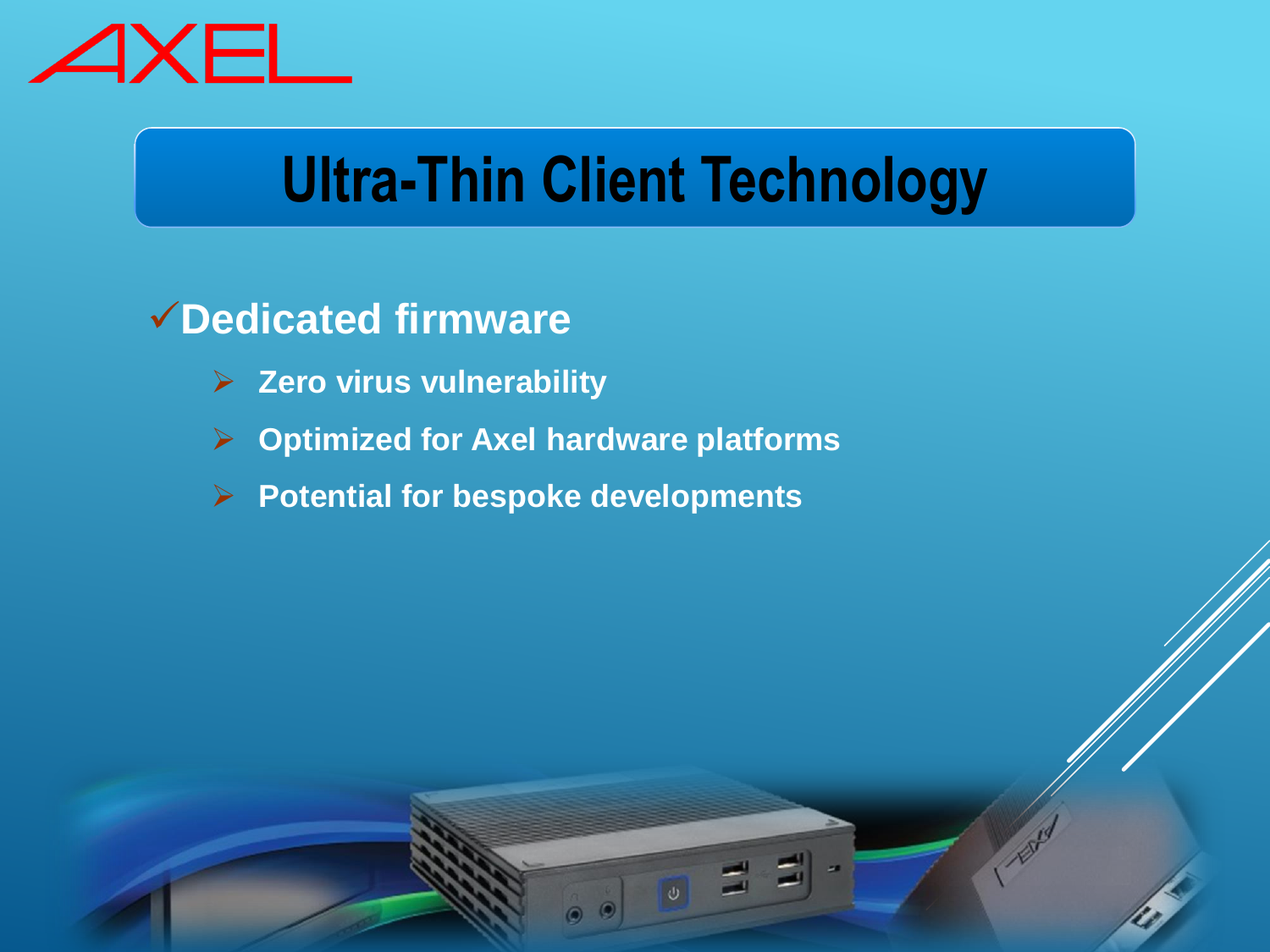# Ultra-Thin Client Technology

## ✓Dedicated firmware

- Zero virus vulnerability
- Optimized for Axel hardware platforms
- Potential for bespoke developments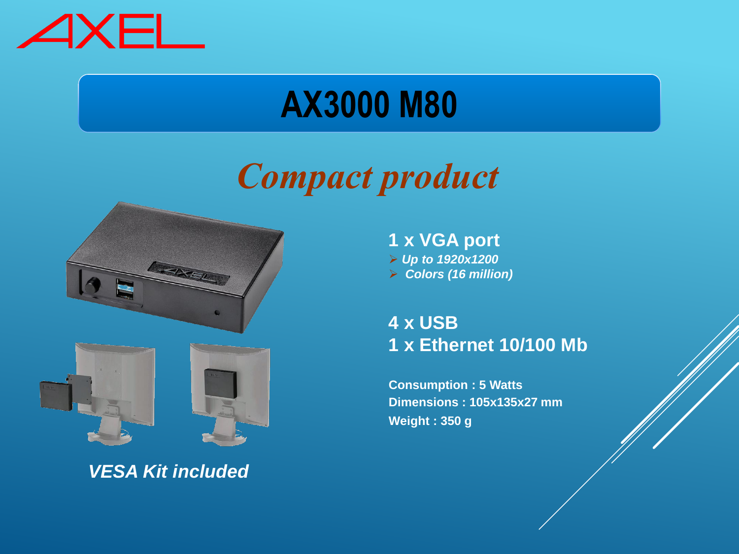AXEL

# AX3000 M80

## *Compact product*

**1 x VGA port**

- ***Up to 1920x1200***
- ***Colors (16 million)***

**4 x USB**
**1 x Ethernet 10/100 Mb**

**Consumption : 5 Watts**
**Dimensions : 105x135x27 mm**
**Weight : 350 g**

***VESA Kit included***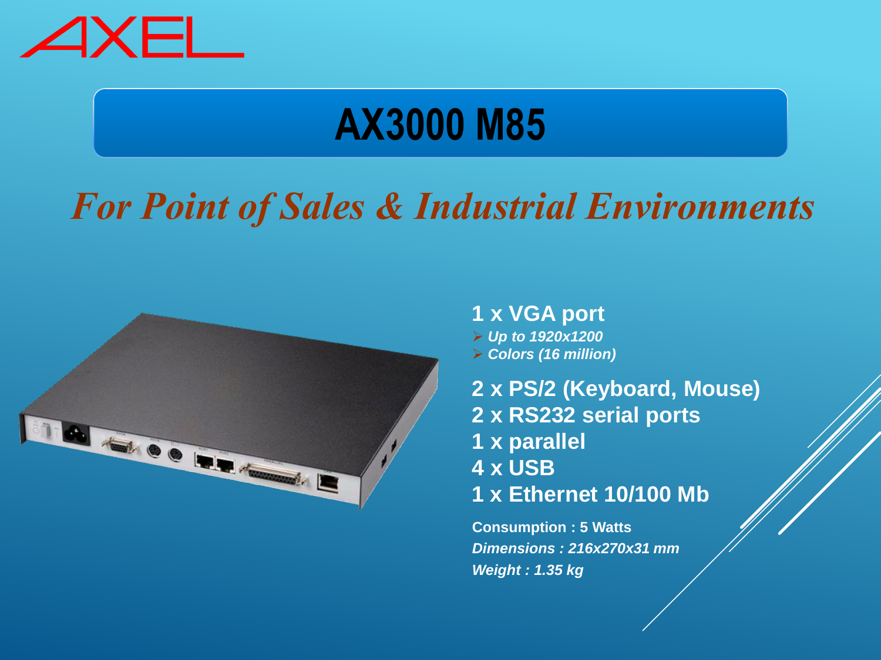AXEL

# AX3000 M85

## *For Point of Sales & Industrial Environments*

**1 x VGA port**

- ***Up to 1920x1200***
- ***Colors (16 million)***

**2 x PS/2 (Keyboard, Mouse)**
**2 x RS232 serial ports**
**1 x parallel**
**4 x USB**
**1 x Ethernet 10/100 Mb**

**Consumption : 5 Watts**
***Dimensions : 216x270x31 mm***
***Weight : 1.35 kg***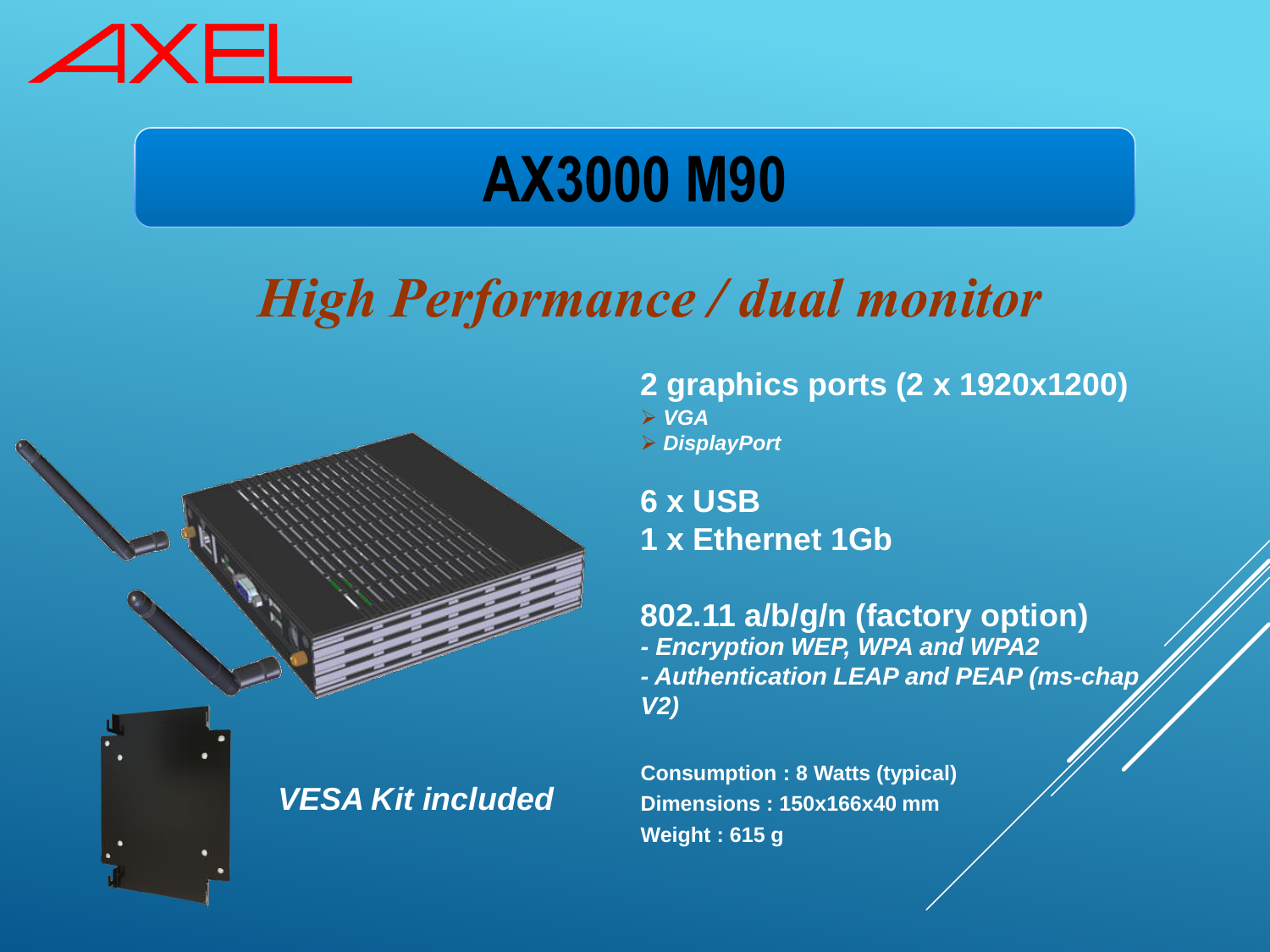AXEL

# AX3000 M90

## *High Performance / dual monitor*

**2 graphics ports (2 x 1920x1200)**

- ***VGA***
- ***DisplayPort***

**6 x USB**
**1 x Ethernet 1Gb**

**802.11 a/b/g/n (factory option)**
***- Encryption WEP, WPA and WPA2***
***- Authentication LEAP and PEAP (ms-chap V2)***

***VESA Kit included***

**Consumption : 8 Watts (typical)**
**Dimensions : 150x166x40 mm**
**Weight : 615 g**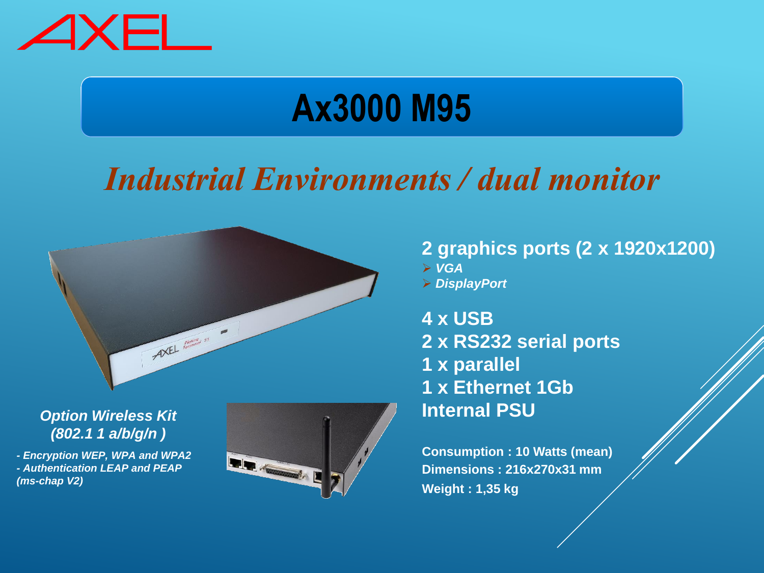# Ax3000 M95

## *Industrial Environments / dual monitor*

**2 graphics ports (2 x 1920x1200)**

- ***VGA***
- ***DisplayPort***

**4 x USB**
**2 x RS232 serial ports**
**1 x parallel**
**1 x Ethernet 1Gb**
**Internal PSU**

**Consumption : 10 Watts (mean)**
**Dimensions : 216x270x31 mm**
**Weight : 1,35 kg**

***Option Wireless Kit (802.1 1 a/b/g/n )***

***- Encryption WEP, WPA and WPA2***
***- Authentication LEAP and PEAP (ms-chap V2)***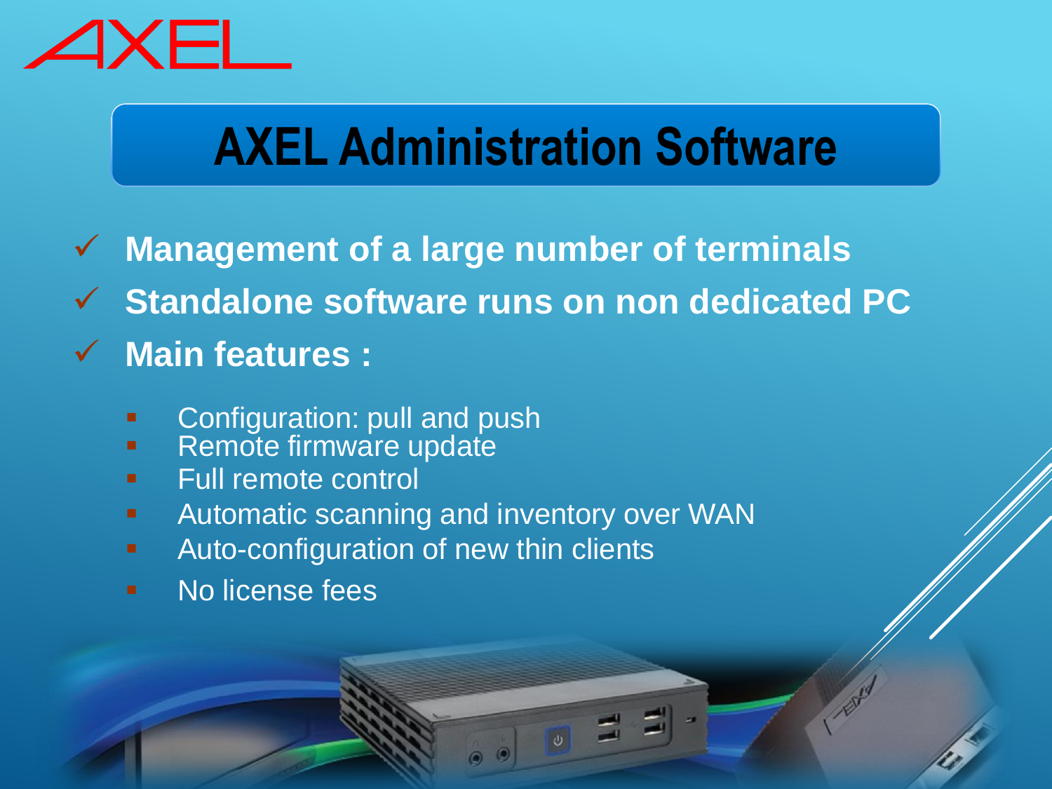# AXEL Administration Software

- ✓ **Management of a large number of terminals**
- ✓ **Standalone software runs on non dedicated PC**
- ✓ **Main features :**
  - Configuration: pull and push
  - Remote firmware update
  - Full remote control
  - Automatic scanning and inventory over WAN
  - Auto-configuration of new thin clients
  - No license fees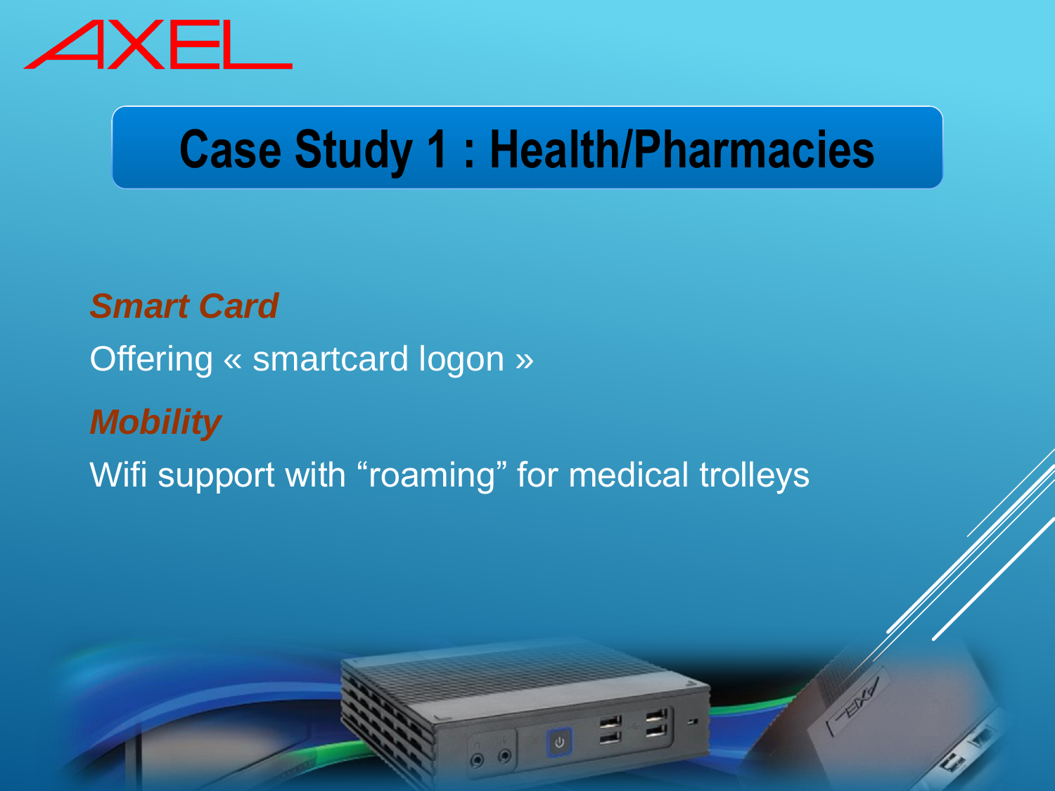# Case Study 1 : Health/Pharmacies

***Smart Card***

Offering « smartcard logon »

***Mobility***

Wifi support with "roaming" for medical trolleys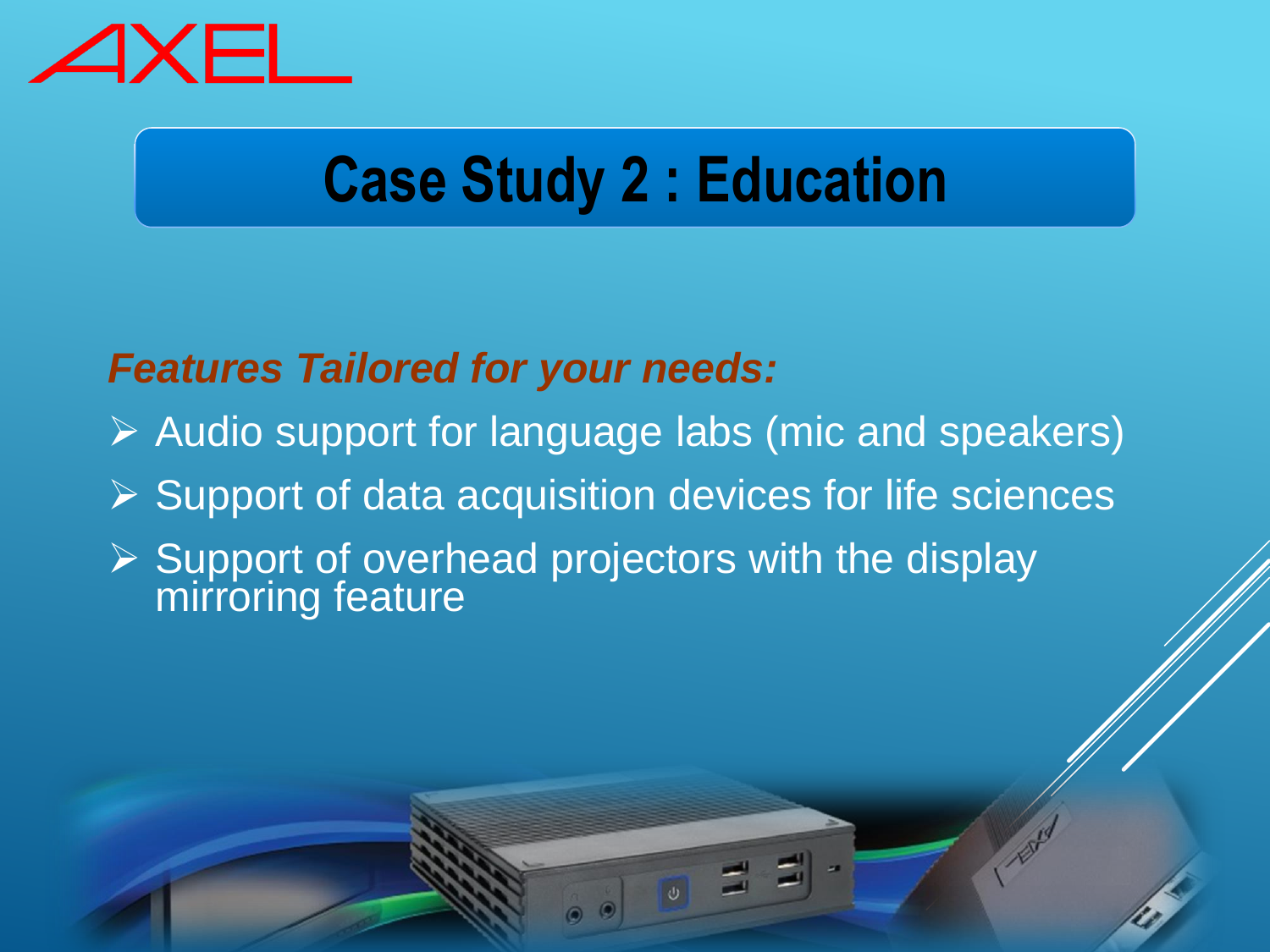# Case Study 2 : Education

***Features Tailored for your needs:***

- Audio support for language labs (mic and speakers)
- Support of data acquisition devices for life sciences
- Support of overhead projectors with the display mirroring feature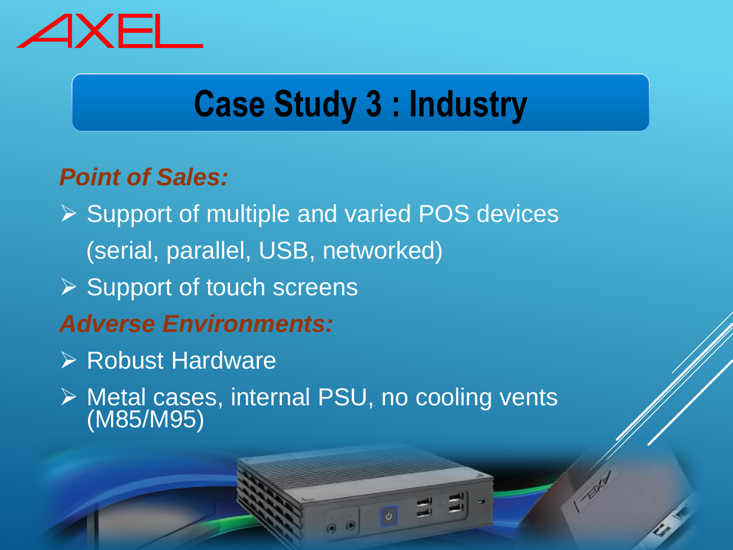# Case Study 3 : Industry

***Point of Sales:***

- Support of multiple and varied POS devices (serial, parallel, USB, networked)
- Support of touch screens

***Adverse Environments:***

- Robust Hardware
- Metal cases, internal PSU, no cooling vents (M85/M95)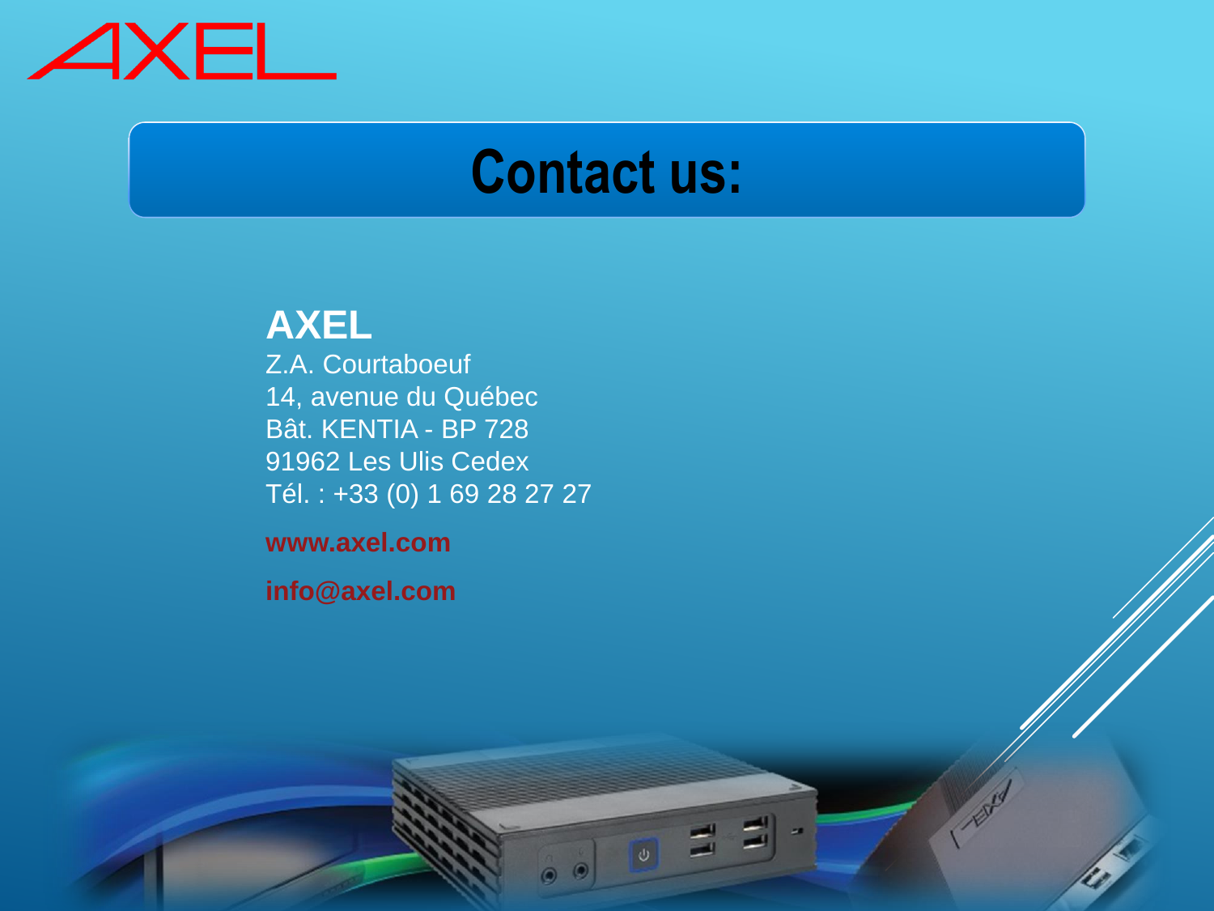# Contact us:

**AXEL**

Z.A. Courtaboeuf
14, avenue du Québec
Bât. KENTIA - BP 728
91962 Les Ulis Cedex
Tél. : +33 (0) 1 69 28 27 27

**www.axel.com**

**info@axel.com**